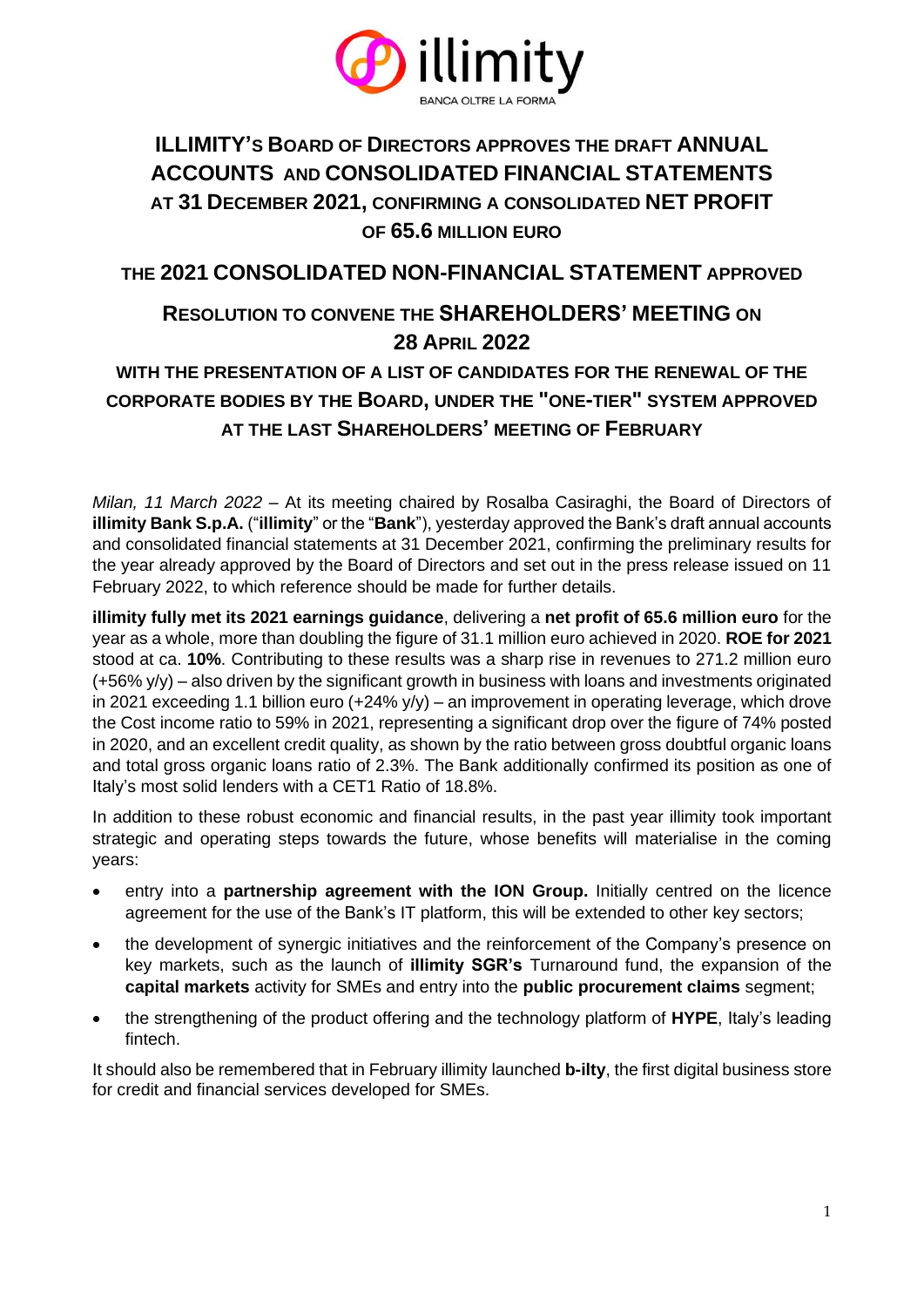# ILLIMITY'S BOARD OF DIRECTORS APPROVES THE DRAFT ANNUAL ACCOUNTS AND CONSOLIDATED FINANCIAL STATEMENTS AT 31 DECEMBER 2021, CONFIRMING A CONSOLIDATED NET PROFIT OF 65.6 MILLION EURO

## THE 2021 CONSOLIDATED NON-FINANCIAL STATEMENT APPROVED

## RESOLUTION TO CONVENE THE SHAREHOLDERS' MEETING ON 28 APRIL 2022

### WITH THE PRESENTATION OF A LIST OF CANDIDATES FOR THE RENEWAL OF THE CORPORATE BODIES BY THE BOARD, UNDER THE "ONE-TIER" SYSTEM APPROVED AT THE LAST SHAREHOLDERS' MEETING OF FEBRUARY

*Milan, 11 March 2022* – At its meeting chaired by Rosalba Casiraghi, the Board of Directors of **illimity Bank S.p.A.** ("**illimity**" or the "**Bank**"), yesterday approved the Bank's draft annual accounts and consolidated financial statements at 31 December 2021, confirming the preliminary results for the year already approved by the Board of Directors and set out in the press release issued on 11 February 2022, to which reference should be made for further details.

**illimity fully met its 2021 earnings guidance**, delivering a **net profit of 65.6 million euro** for the year as a whole, more than doubling the figure of 31.1 million euro achieved in 2020. **ROE for 2021** stood at ca. **10%**. Contributing to these results was a sharp rise in revenues to 271.2 million euro (+56% y/y) – also driven by the significant growth in business with loans and investments originated in 2021 exceeding 1.1 billion euro (+24% y/y) – an improvement in operating leverage, which drove the Cost income ratio to 59% in 2021, representing a significant drop over the figure of 74% posted in 2020, and an excellent credit quality, as shown by the ratio between gross doubtful organic loans and total gross organic loans ratio of 2.3%. The Bank additionally confirmed its position as one of Italy's most solid lenders with a CET1 Ratio of 18.8%.

In addition to these robust economic and financial results, in the past year illimity took important strategic and operating steps towards the future, whose benefits will materialise in the coming years:

- entry into a **partnership agreement with the ION Group.** Initially centred on the licence agreement for the use of the Bank's IT platform, this will be extended to other key sectors;
- the development of synergic initiatives and the reinforcement of the Company's presence on key markets, such as the launch of **illimity SGR's** Turnaround fund, the expansion of the **capital markets** activity for SMEs and entry into the **public procurement claims** segment;
- the strengthening of the product offering and the technology platform of **HYPE**, Italy's leading fintech.

It should also be remembered that in February illimity launched **b-ilty**, the first digital business store for credit and financial services developed for SMEs.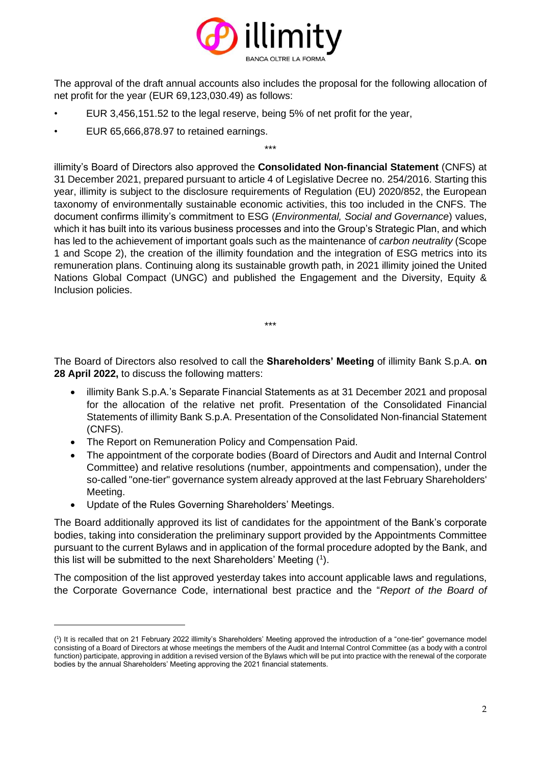The approval of the draft annual accounts also includes the proposal for the following allocation of net profit for the year (EUR 69,123,030.49) as follows:

- EUR 3,456,151.52 to the legal reserve, being 5% of net profit for the year,
- EUR 65,666,878.97 to retained earnings.

\*\*\*

illimity's Board of Directors also approved the **Consolidated Non-financial Statement** (CNFS) at 31 December 2021, prepared pursuant to article 4 of Legislative Decree no. 254/2016. Starting this year, illimity is subject to the disclosure requirements of Regulation (EU) 2020/852, the European taxonomy of environmentally sustainable economic activities, this too included in the CNFS. The document confirms illimity's commitment to ESG (*Environmental, Social and Governance*) values, which it has built into its various business processes and into the Group's Strategic Plan, and which has led to the achievement of important goals such as the maintenance of *carbon neutrality* (Scope 1 and Scope 2), the creation of the illimity foundation and the integration of ESG metrics into its remuneration plans. Continuing along its sustainable growth path, in 2021 illimity joined the United Nations Global Compact (UNGC) and published the Engagement and the Diversity, Equity & Inclusion policies.

\*\*\*

The Board of Directors also resolved to call the **Shareholders' Meeting** of illimity Bank S.p.A. **on 28 April 2022,** to discuss the following matters:

- illimity Bank S.p.A.'s Separate Financial Statements as at 31 December 2021 and proposal for the allocation of the relative net profit. Presentation of the Consolidated Financial Statements of illimity Bank S.p.A. Presentation of the Consolidated Non-financial Statement (CNFS).
- The Report on Remuneration Policy and Compensation Paid.
- The appointment of the corporate bodies (Board of Directors and Audit and Internal Control Committee) and relative resolutions (number, appointments and compensation), under the so-called "one-tier" governance system already approved at the last February Shareholders' Meeting.
- Update of the Rules Governing Shareholders' Meetings.

The Board additionally approved its list of candidates for the appointment of the Bank's corporate bodies, taking into consideration the preliminary support provided by the Appointments Committee pursuant to the current Bylaws and in application of the formal procedure adopted by the Bank, and this list will be submitted to the next Shareholders' Meeting ([1]).

The composition of the list approved yesterday takes into account applicable laws and regulations, the Corporate Governance Code, international best practice and the "*Report of the Board of*

([1]) It is recalled that on 21 February 2022 illimity's Shareholders' Meeting approved the introduction of a "one-tier" governance model consisting of a Board of Directors at whose meetings the members of the Audit and Internal Control Committee (as a body with a control function) participate, approving in addition a revised version of the Bylaws which will be put into practice with the renewal of the corporate bodies by the annual Shareholders' Meeting approving the 2021 financial statements.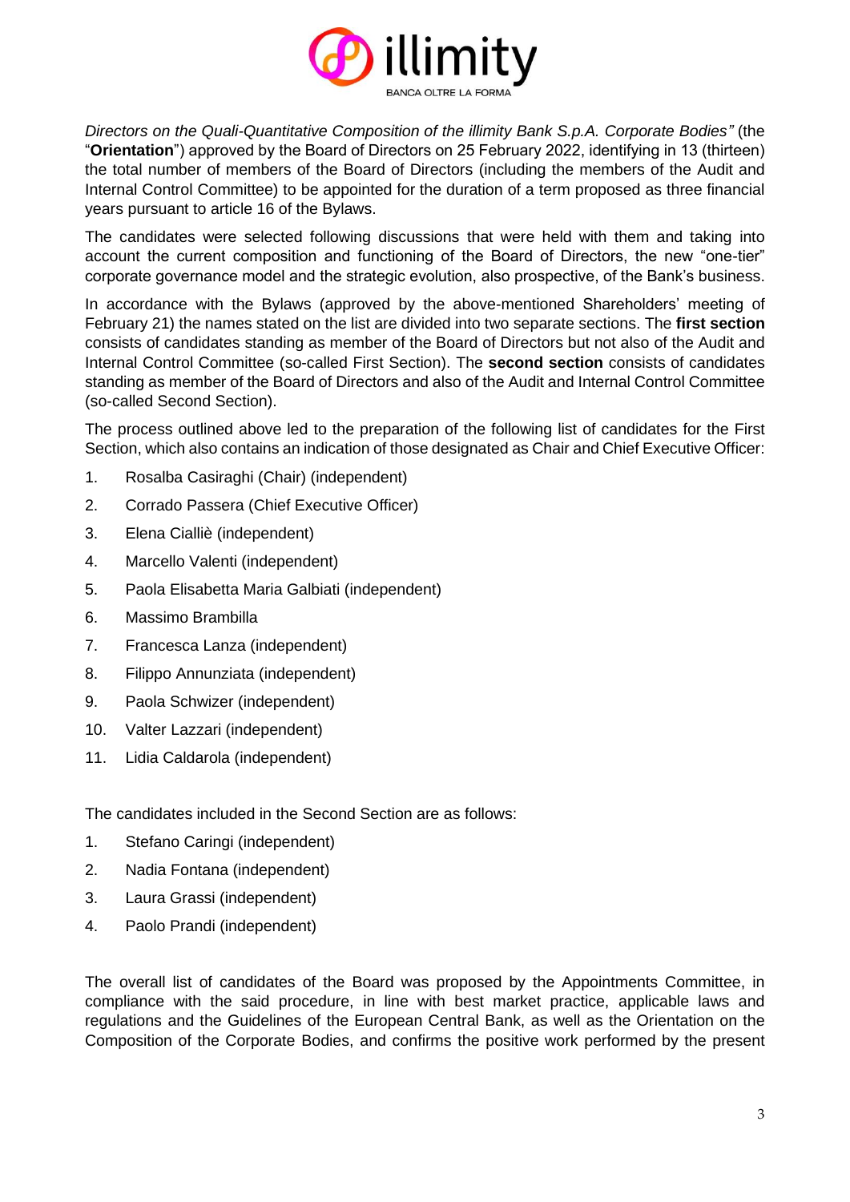*Directors on the Quali-Quantitative Composition of the illimity Bank S.p.A. Corporate Bodies"* (the "**Orientation**") approved by the Board of Directors on 25 February 2022, identifying in 13 (thirteen) the total number of members of the Board of Directors (including the members of the Audit and Internal Control Committee) to be appointed for the duration of a term proposed as three financial years pursuant to article 16 of the Bylaws.

The candidates were selected following discussions that were held with them and taking into account the current composition and functioning of the Board of Directors, the new "one-tier" corporate governance model and the strategic evolution, also prospective, of the Bank's business.

In accordance with the Bylaws (approved by the above-mentioned Shareholders' meeting of February 21) the names stated on the list are divided into two separate sections. The **first section** consists of candidates standing as member of the Board of Directors but not also of the Audit and Internal Control Committee (so-called First Section). The **second section** consists of candidates standing as member of the Board of Directors and also of the Audit and Internal Control Committee (so-called Second Section).

The process outlined above led to the preparation of the following list of candidates for the First Section, which also contains an indication of those designated as Chair and Chief Executive Officer:

1. Rosalba Casiraghi (Chair) (independent)
2. Corrado Passera (Chief Executive Officer)
3. Elena Ciallié (independent)
4. Marcello Valenti (independent)
5. Paola Elisabetta Maria Galbiati (independent)
6. Massimo Brambilla
7. Francesca Lanza (independent)
8. Filippo Annunziata (independent)
9. Paola Schwizer (independent)
10. Valter Lazzari (independent)
11. Lidia Caldarola (independent)

The candidates included in the Second Section are as follows:

1. Stefano Caringi (independent)
2. Nadia Fontana (independent)
3. Laura Grassi (independent)
4. Paolo Prandi (independent)

The overall list of candidates of the Board was proposed by the Appointments Committee, in compliance with the said procedure, in line with best market practice, applicable laws and regulations and the Guidelines of the European Central Bank, as well as the Orientation on the Composition of the Corporate Bodies, and confirms the positive work performed by the present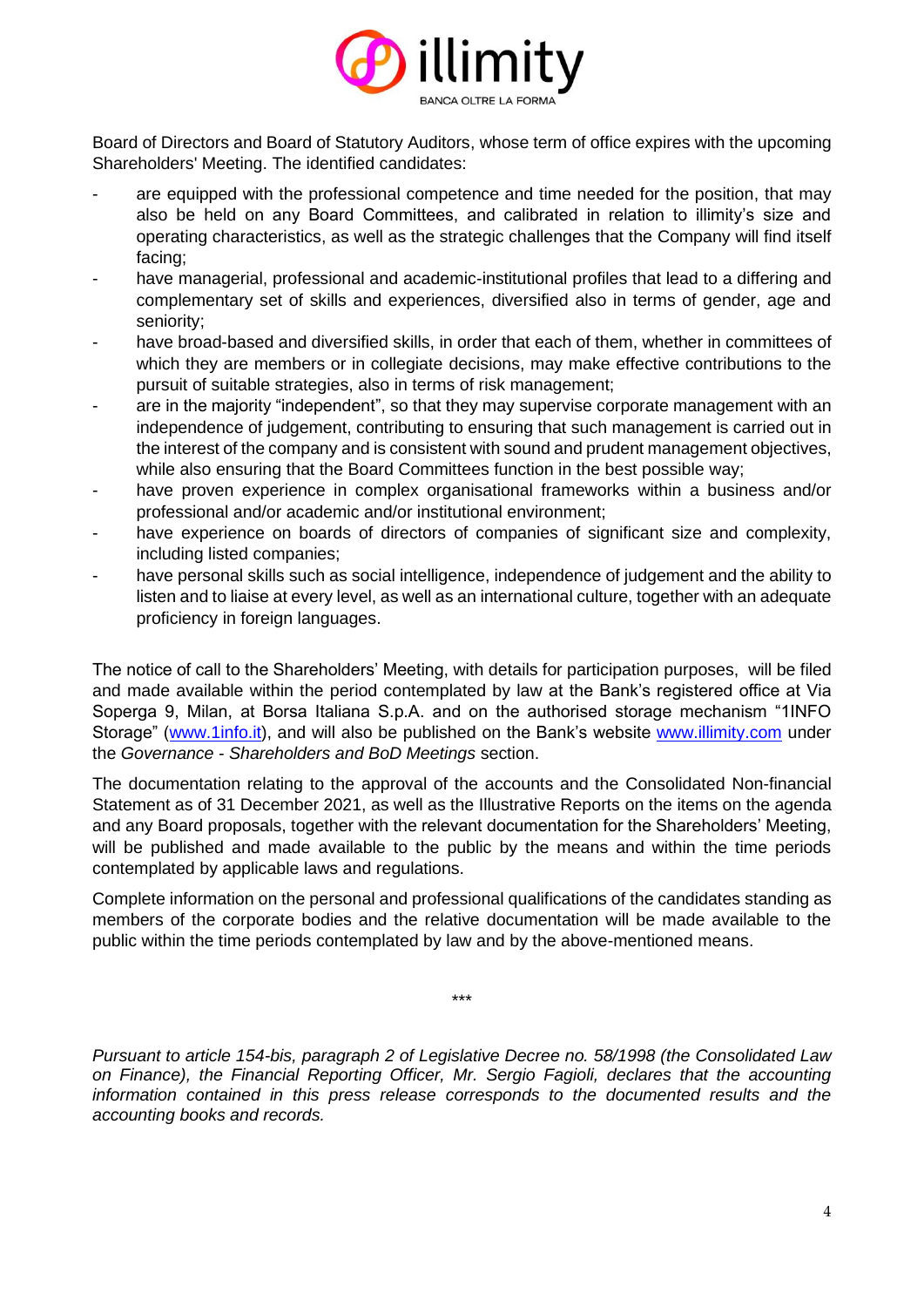Board of Directors and Board of Statutory Auditors, whose term of office expires with the upcoming Shareholders' Meeting. The identified candidates:

- are equipped with the professional competence and time needed for the position, that may also be held on any Board Committees, and calibrated in relation to illimity's size and operating characteristics, as well as the strategic challenges that the Company will find itself facing;
- have managerial, professional and academic-institutional profiles that lead to a differing and complementary set of skills and experiences, diversified also in terms of gender, age and seniority;
- have broad-based and diversified skills, in order that each of them, whether in committees of which they are members or in collegiate decisions, may make effective contributions to the pursuit of suitable strategies, also in terms of risk management;
- are in the majority "independent", so that they may supervise corporate management with an independence of judgement, contributing to ensuring that such management is carried out in the interest of the company and is consistent with sound and prudent management objectives, while also ensuring that the Board Committees function in the best possible way;
- have proven experience in complex organisational frameworks within a business and/or professional and/or academic and/or institutional environment;
- have experience on boards of directors of companies of significant size and complexity, including listed companies;
- have personal skills such as social intelligence, independence of judgement and the ability to listen and to liaise at every level, as well as an international culture, together with an adequate proficiency in foreign languages.

The notice of call to the Shareholders' Meeting, with details for participation purposes, will be filed and made available within the period contemplated by law at the Bank's registered office at Via Soperga 9, Milan, at Borsa Italiana S.p.A. and on the authorised storage mechanism "1INFO Storage" (www.1info.it), and will also be published on the Bank's website www.illimity.com under the *Governance - Shareholders and BoD Meetings* section.

The documentation relating to the approval of the accounts and the Consolidated Non-financial Statement as of 31 December 2021, as well as the Illustrative Reports on the items on the agenda and any Board proposals, together with the relevant documentation for the Shareholders' Meeting, will be published and made available to the public by the means and within the time periods contemplated by applicable laws and regulations.

Complete information on the personal and professional qualifications of the candidates standing as members of the corporate bodies and the relative documentation will be made available to the public within the time periods contemplated by law and by the above-mentioned means.

\*\*\*

*Pursuant to article 154-bis, paragraph 2 of Legislative Decree no. 58/1998 (the Consolidated Law on Finance), the Financial Reporting Officer, Mr. Sergio Fagioli, declares that the accounting information contained in this press release corresponds to the documented results and the accounting books and records.*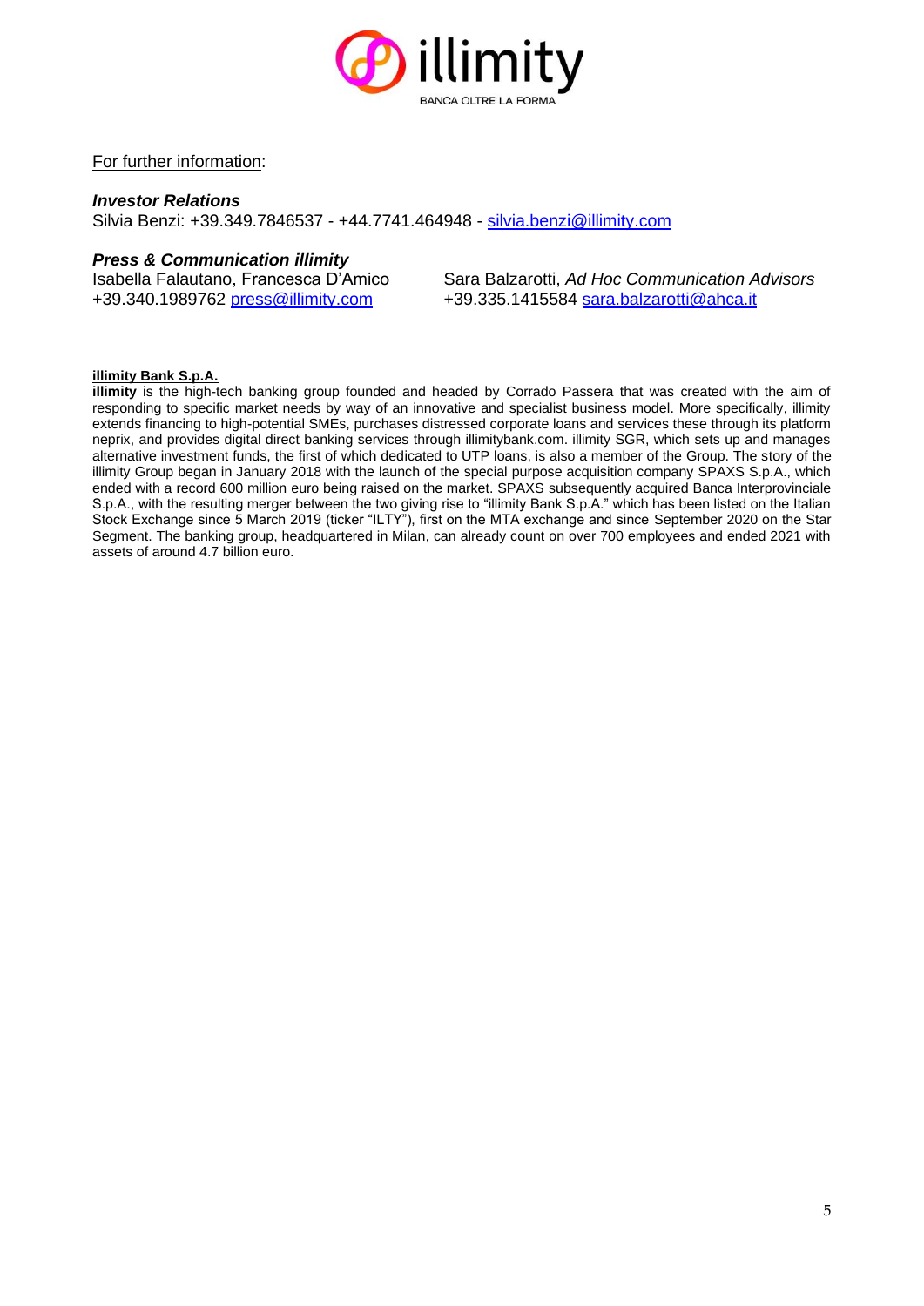For further information:

***Investor Relations***
Silvia Benzi: +39.349.7846537 - +44.7741.464948 - silvia.benzi@illimity.com

***Press & Communication illimity***

Isabella Falautano, Francesca D'Amico
+39.340.1989762 press@illimity.com

Sara Balzarotti, *Ad Hoc Communication Advisors*
+39.335.1415584 sara.balzarotti@ahca.it

**illimity Bank S.p.A.**

**illimity** is the high-tech banking group founded and headed by Corrado Passera that was created with the aim of responding to specific market needs by way of an innovative and specialist business model. More specifically, illimity extends financing to high-potential SMEs, purchases distressed corporate loans and services these through its platform neprix, and provides digital direct banking services through illimitybank.com. illimity SGR, which sets up and manages alternative investment funds, the first of which dedicated to UTP loans, is also a member of the Group. The story of the illimity Group began in January 2018 with the launch of the special purpose acquisition company SPAXS S.p.A., which ended with a record 600 million euro being raised on the market. SPAXS subsequently acquired Banca Interprovinciale S.p.A., with the resulting merger between the two giving rise to "illimity Bank S.p.A." which has been listed on the Italian Stock Exchange since 5 March 2019 (ticker "ILTY"), first on the MTA exchange and since September 2020 on the Star Segment. The banking group, headquartered in Milan, can already count on over 700 employees and ended 2021 with assets of around 4.7 billion euro.